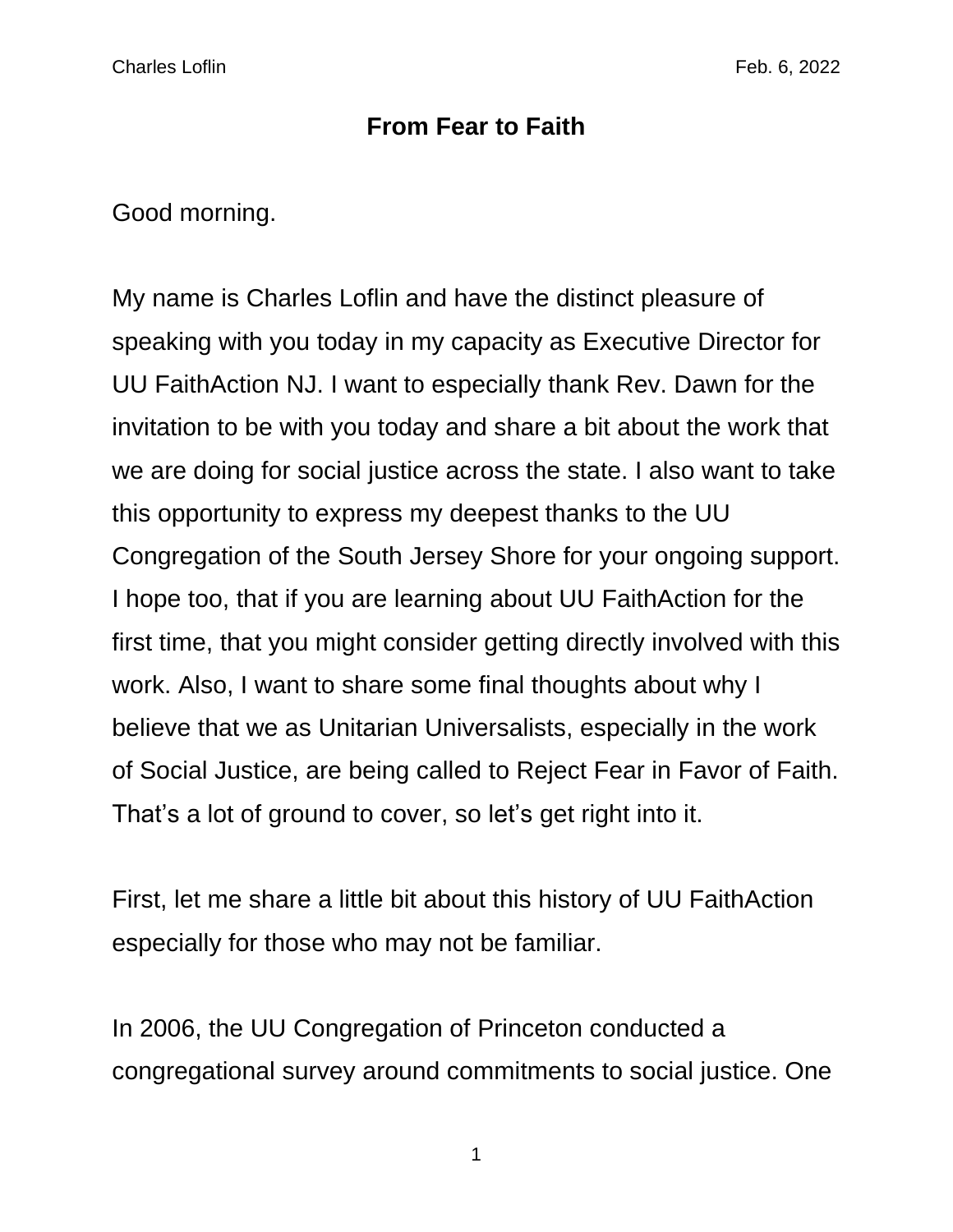# From Fear to Faith

Good morning.

My name is Charles Loflin and have the distinct pleasure of speaking with you today in my capacity as Executive Director for UU FaithAction NJ. I want to especially thank Rev. Dawn for the invitation to be with you today and share a bit about the work that we are doing for social justice across the state. I also want to take this opportunity to express my deepest thanks to the UU Congregation of the South Jersey Shore for your ongoing support. I hope too, that if you are learning about UU FaithAction for the first time, that you might consider getting directly involved with this work. Also, I want to share some final thoughts about why I believe that we as Unitarian Universalists, especially in the work of Social Justice, are being called to Reject Fear in Favor of Faith. That's a lot of ground to cover, so let's get right into it.

First, let me share a little bit about this history of UU FaithAction especially for those who may not be familiar.

In 2006, the UU Congregation of Princeton conducted a congregational survey around commitments to social justice. One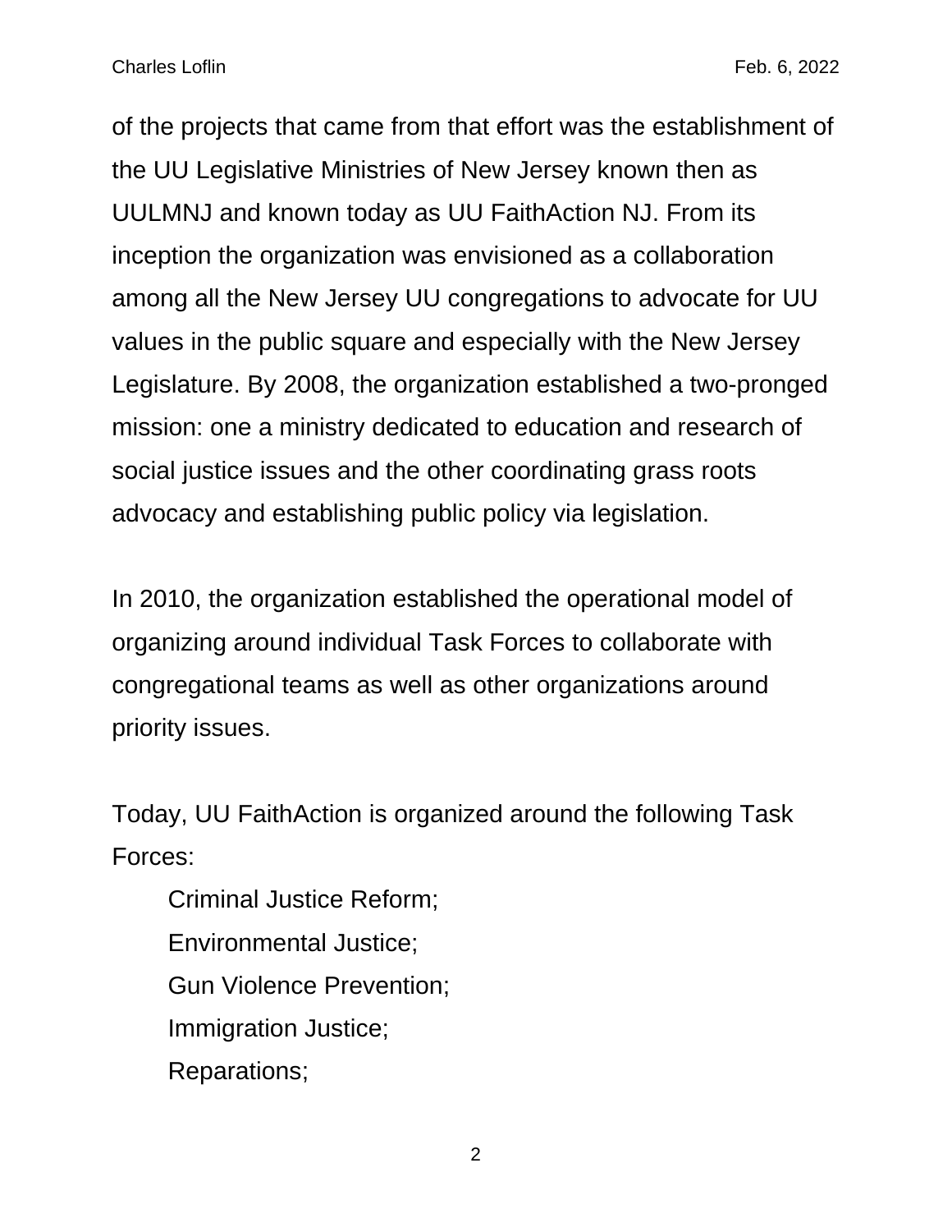of the projects that came from that effort was the establishment of the UU Legislative Ministries of New Jersey known then as UULMNJ and known today as UU FaithAction NJ. From its inception the organization was envisioned as a collaboration among all the New Jersey UU congregations to advocate for UU values in the public square and especially with the New Jersey Legislature. By 2008, the organization established a two-pronged mission: one a ministry dedicated to education and research of social justice issues and the other coordinating grass roots advocacy and establishing public policy via legislation.

In 2010, the organization established the operational model of organizing around individual Task Forces to collaborate with congregational teams as well as other organizations around priority issues.

Today, UU FaithAction is organized around the following Task Forces:

Criminal Justice Reform;
Environmental Justice;
Gun Violence Prevention;
Immigration Justice;
Reparations;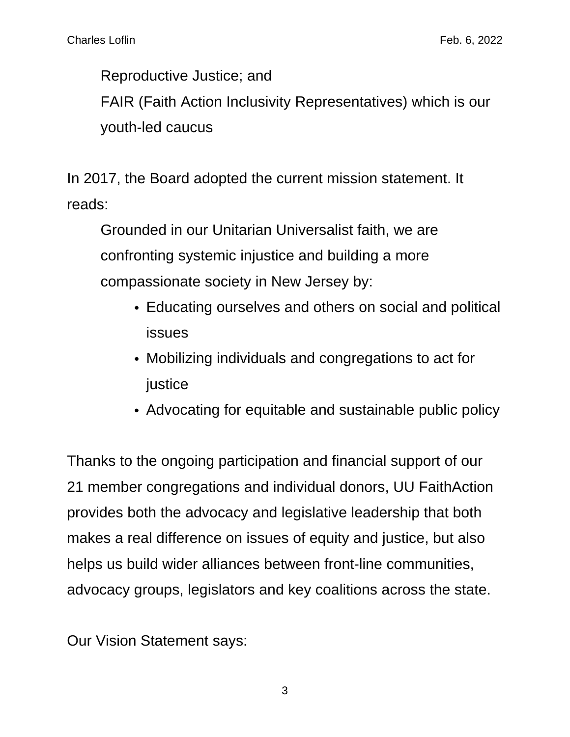Reproductive Justice; and

FAIR (Faith Action Inclusivity Representatives) which is our youth-led caucus

In 2017, the Board adopted the current mission statement. It reads:

> Grounded in our Unitarian Universalist faith, we are confronting systemic injustice and building a more compassionate society in New Jersey by:
>
> - Educating ourselves and others on social and political issues
> - Mobilizing individuals and congregations to act for justice
> - Advocating for equitable and sustainable public policy

Thanks to the ongoing participation and financial support of our 21 member congregations and individual donors, UU FaithAction provides both the advocacy and legislative leadership that both makes a real difference on issues of equity and justice, but also helps us build wider alliances between front-line communities, advocacy groups, legislators and key coalitions across the state.

Our Vision Statement says: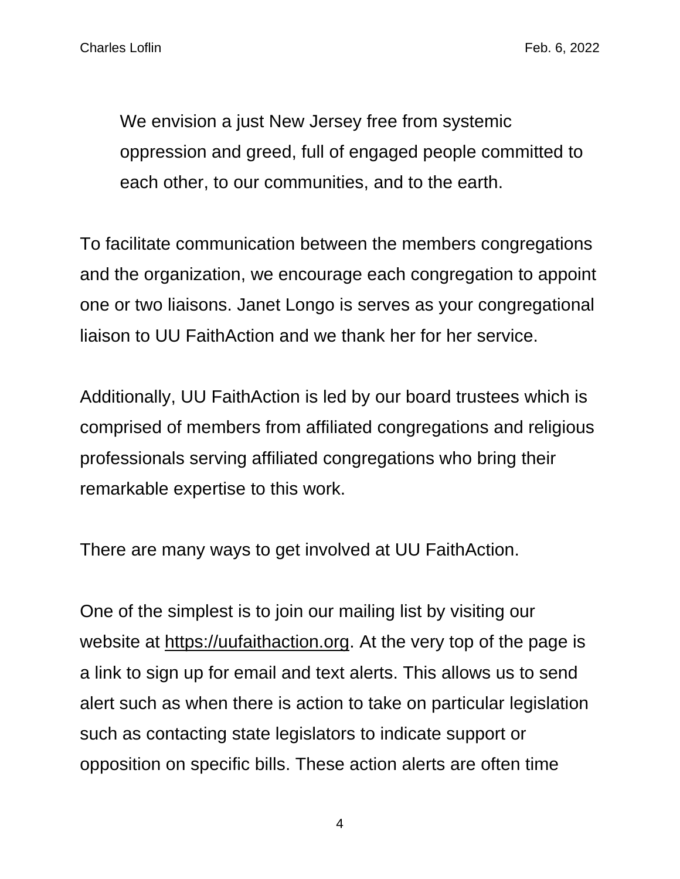> We envision a just New Jersey free from systemic oppression and greed, full of engaged people committed to each other, to our communities, and to the earth.

To facilitate communication between the members congregations and the organization, we encourage each congregation to appoint one or two liaisons. Janet Longo is serves as your congregational liaison to UU FaithAction and we thank her for her service.

Additionally, UU FaithAction is led by our board trustees which is comprised of members from affiliated congregations and religious professionals serving affiliated congregations who bring their remarkable expertise to this work.

There are many ways to get involved at UU FaithAction.

One of the simplest is to join our mailing list by visiting our website at [https://uufaithaction.org](https://uufaithaction.org). At the very top of the page is a link to sign up for email and text alerts. This allows us to send alert such as when there is action to take on particular legislation such as contacting state legislators to indicate support or opposition on specific bills. These action alerts are often time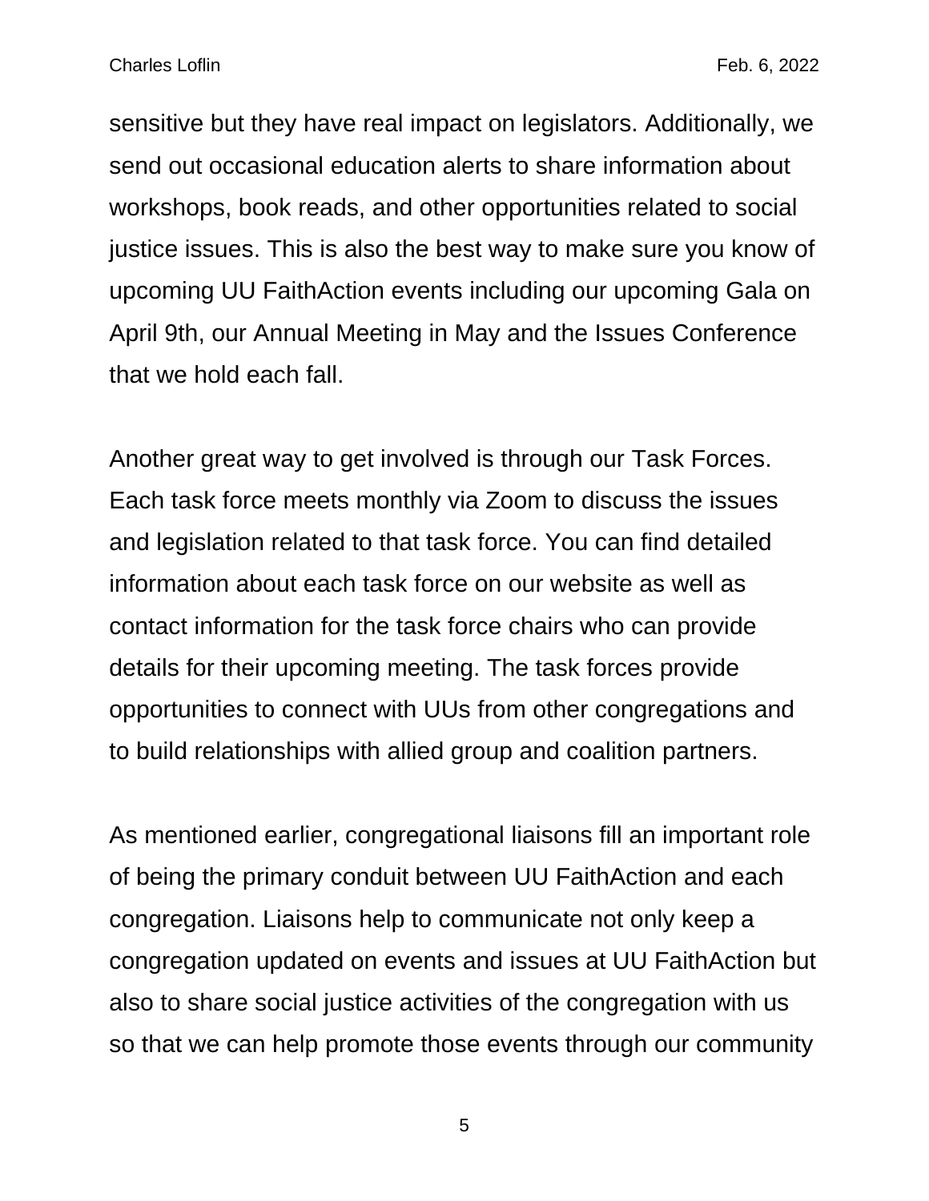sensitive but they have real impact on legislators. Additionally, we send out occasional education alerts to share information about workshops, book reads, and other opportunities related to social justice issues. This is also the best way to make sure you know of upcoming UU FaithAction events including our upcoming Gala on April 9th, our Annual Meeting in May and the Issues Conference that we hold each fall.

Another great way to get involved is through our Task Forces. Each task force meets monthly via Zoom to discuss the issues and legislation related to that task force. You can find detailed information about each task force on our website as well as contact information for the task force chairs who can provide details for their upcoming meeting. The task forces provide opportunities to connect with UUs from other congregations and to build relationships with allied group and coalition partners.

As mentioned earlier, congregational liaisons fill an important role of being the primary conduit between UU FaithAction and each congregation. Liaisons help to communicate not only keep a congregation updated on events and issues at UU FaithAction but also to share social justice activities of the congregation with us so that we can help promote those events through our community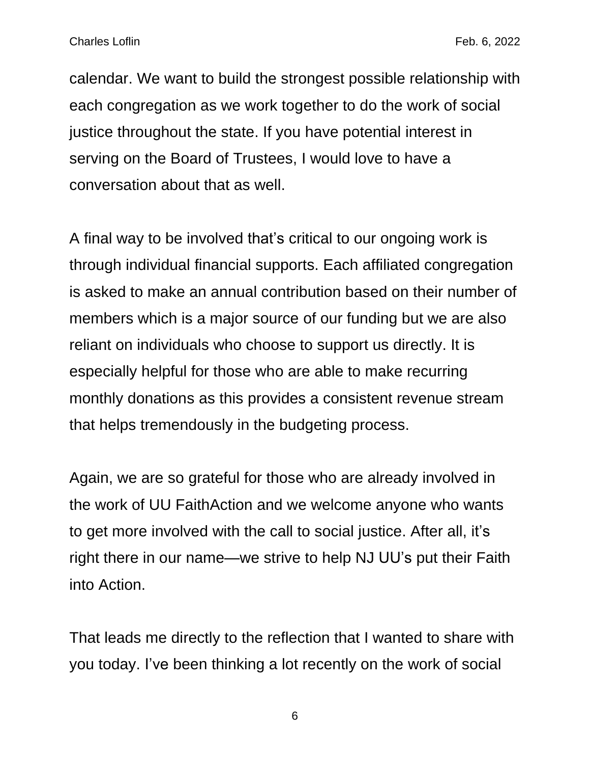calendar. We want to build the strongest possible relationship with each congregation as we work together to do the work of social justice throughout the state. If you have potential interest in serving on the Board of Trustees, I would love to have a conversation about that as well.

A final way to be involved that's critical to our ongoing work is through individual financial supports. Each affiliated congregation is asked to make an annual contribution based on their number of members which is a major source of our funding but we are also reliant on individuals who choose to support us directly. It is especially helpful for those who are able to make recurring monthly donations as this provides a consistent revenue stream that helps tremendously in the budgeting process.

Again, we are so grateful for those who are already involved in the work of UU FaithAction and we welcome anyone who wants to get more involved with the call to social justice. After all, it's right there in our name—we strive to help NJ UU's put their Faith into Action.

That leads me directly to the reflection that I wanted to share with you today. I've been thinking a lot recently on the work of social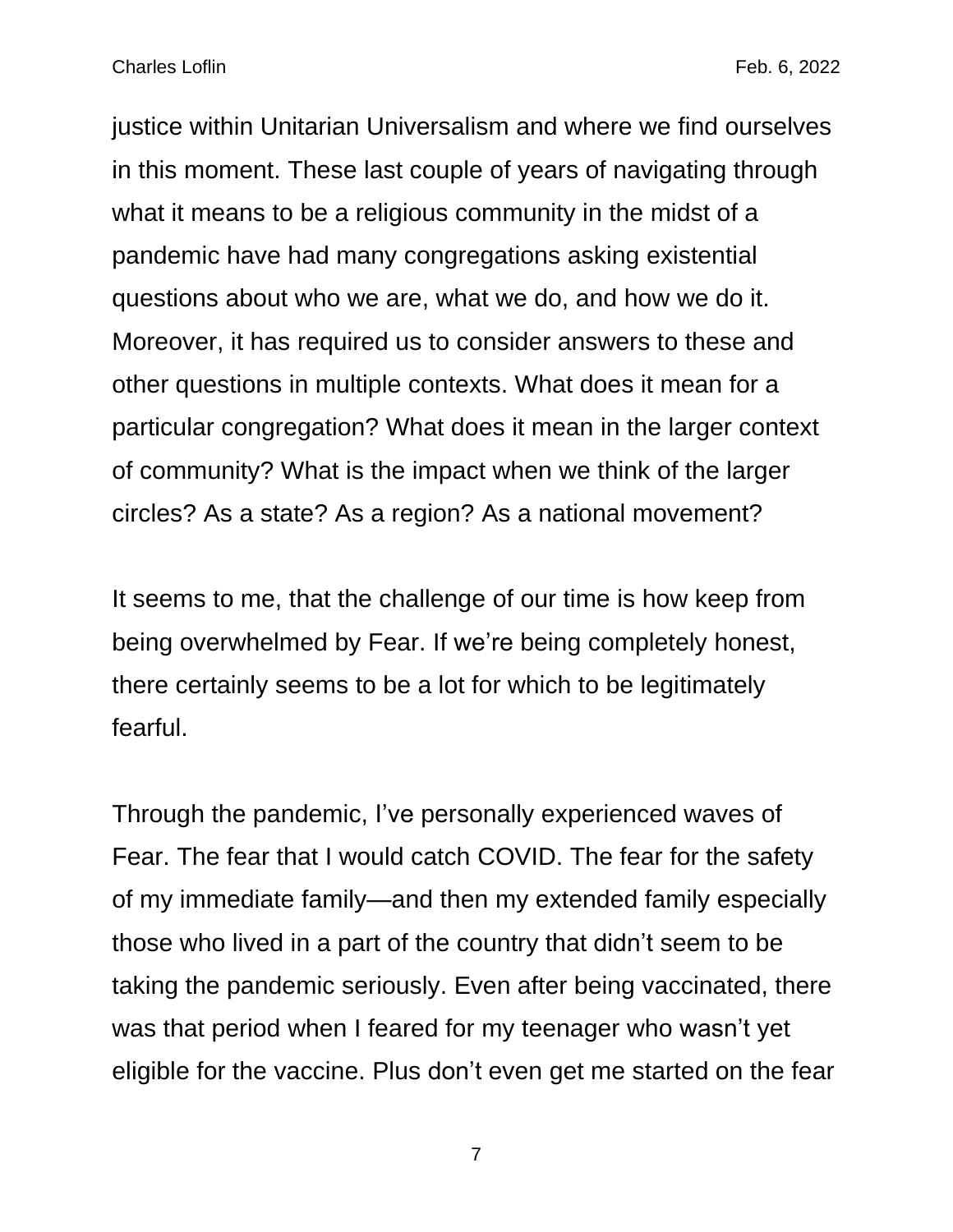justice within Unitarian Universalism and where we find ourselves in this moment. These last couple of years of navigating through what it means to be a religious community in the midst of a pandemic have had many congregations asking existential questions about who we are, what we do, and how we do it. Moreover, it has required us to consider answers to these and other questions in multiple contexts. What does it mean for a particular congregation? What does it mean in the larger context of community? What is the impact when we think of the larger circles? As a state? As a region? As a national movement?

It seems to me, that the challenge of our time is how keep from being overwhelmed by Fear. If we're being completely honest, there certainly seems to be a lot for which to be legitimately fearful.

Through the pandemic, I've personally experienced waves of Fear. The fear that I would catch COVID. The fear for the safety of my immediate family—and then my extended family especially those who lived in a part of the country that didn't seem to be taking the pandemic seriously. Even after being vaccinated, there was that period when I feared for my teenager who wasn't yet eligible for the vaccine. Plus don't even get me started on the fear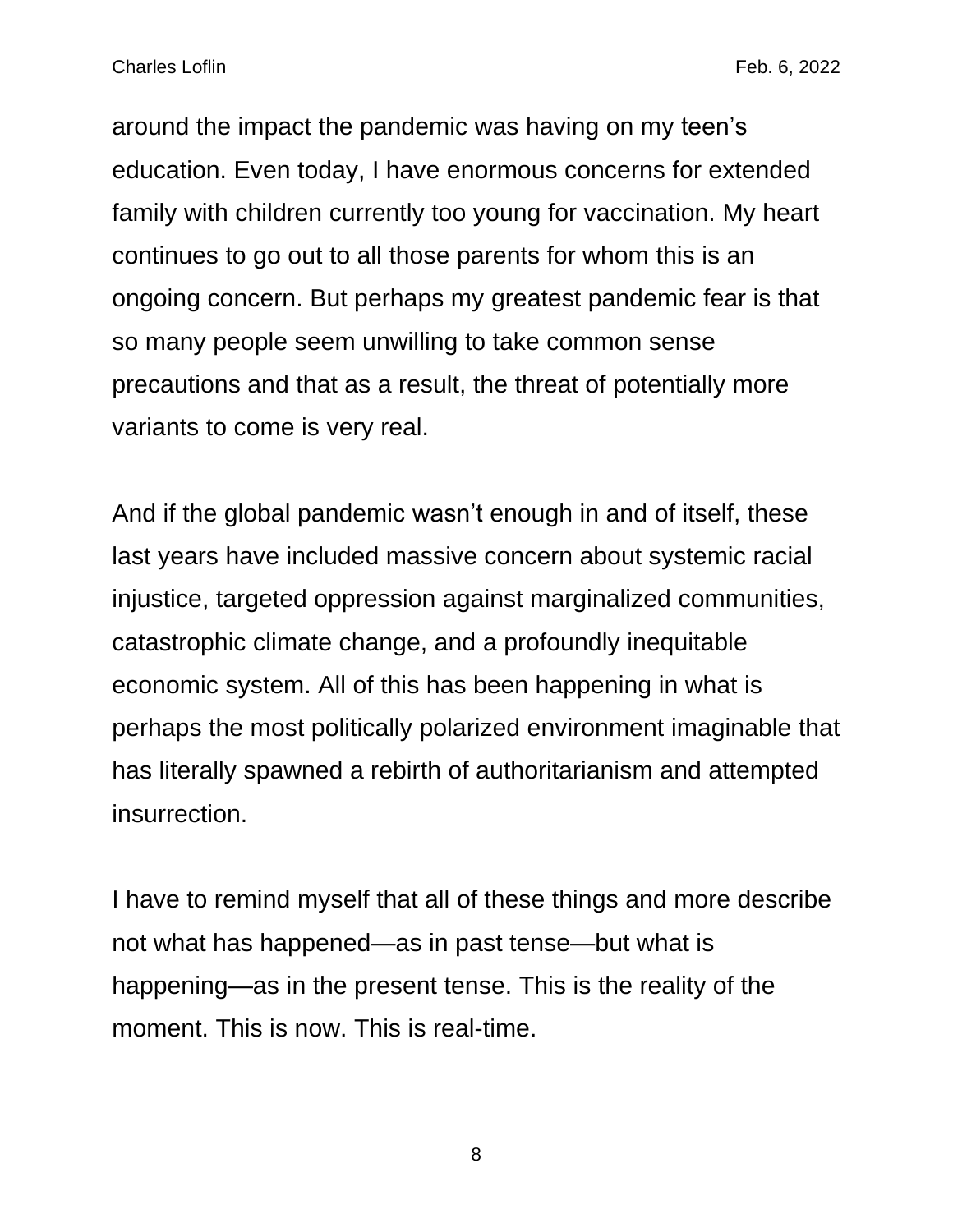around the impact the pandemic was having on my teen's education. Even today, I have enormous concerns for extended family with children currently too young for vaccination. My heart continues to go out to all those parents for whom this is an ongoing concern. But perhaps my greatest pandemic fear is that so many people seem unwilling to take common sense precautions and that as a result, the threat of potentially more variants to come is very real.

And if the global pandemic wasn't enough in and of itself, these last years have included massive concern about systemic racial injustice, targeted oppression against marginalized communities, catastrophic climate change, and a profoundly inequitable economic system. All of this has been happening in what is perhaps the most politically polarized environment imaginable that has literally spawned a rebirth of authoritarianism and attempted insurrection.

I have to remind myself that all of these things and more describe not what has happened—as in past tense—but what is happening—as in the present tense. This is the reality of the moment. This is now. This is real-time.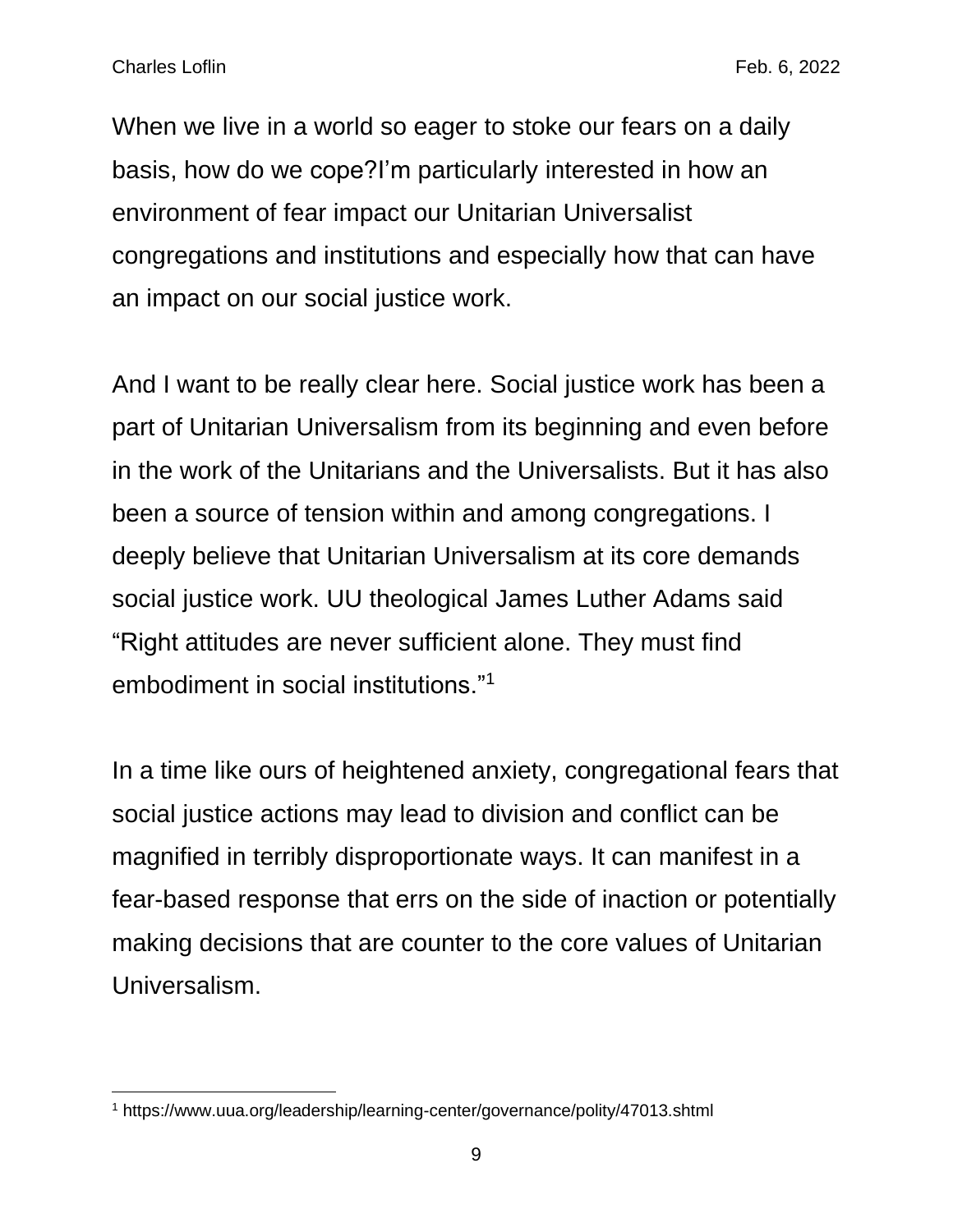When we live in a world so eager to stoke our fears on a daily basis, how do we cope?I'm particularly interested in how an environment of fear impact our Unitarian Universalist congregations and institutions and especially how that can have an impact on our social justice work.

And I want to be really clear here. Social justice work has been a part of Unitarian Universalism from its beginning and even before in the work of the Unitarians and the Universalists. But it has also been a source of tension within and among congregations. I deeply believe that Unitarian Universalism at its core demands social justice work. UU theological James Luther Adams said "Right attitudes are never sufficient alone. They must find embodiment in social institutions."[1]

In a time like ours of heightened anxiety, congregational fears that social justice actions may lead to division and conflict can be magnified in terribly disproportionate ways. It can manifest in a fear-based response that errs on the side of inaction or potentially making decisions that are counter to the core values of Unitarian Universalism.

---

[1] https://www.uua.org/leadership/learning-center/governance/polity/47013.shtml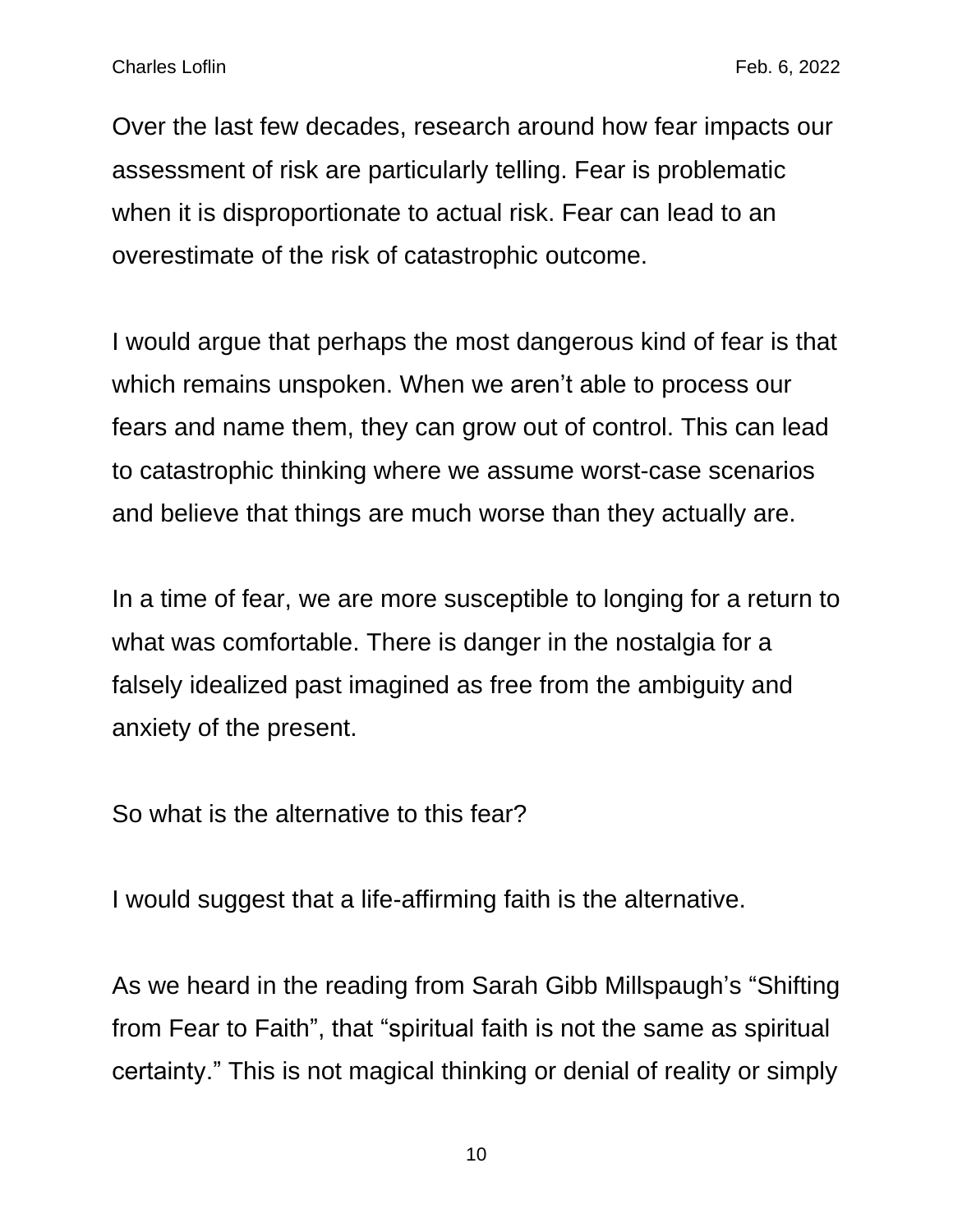Over the last few decades, research around how fear impacts our assessment of risk are particularly telling. Fear is problematic when it is disproportionate to actual risk. Fear can lead to an overestimate of the risk of catastrophic outcome.

I would argue that perhaps the most dangerous kind of fear is that which remains unspoken. When we aren't able to process our fears and name them, they can grow out of control. This can lead to catastrophic thinking where we assume worst-case scenarios and believe that things are much worse than they actually are.

In a time of fear, we are more susceptible to longing for a return to what was comfortable. There is danger in the nostalgia for a falsely idealized past imagined as free from the ambiguity and anxiety of the present.

So what is the alternative to this fear?

I would suggest that a life-affirming faith is the alternative.

As we heard in the reading from Sarah Gibb Millspaugh's "Shifting from Fear to Faith", that "spiritual faith is not the same as spiritual certainty." This is not magical thinking or denial of reality or simply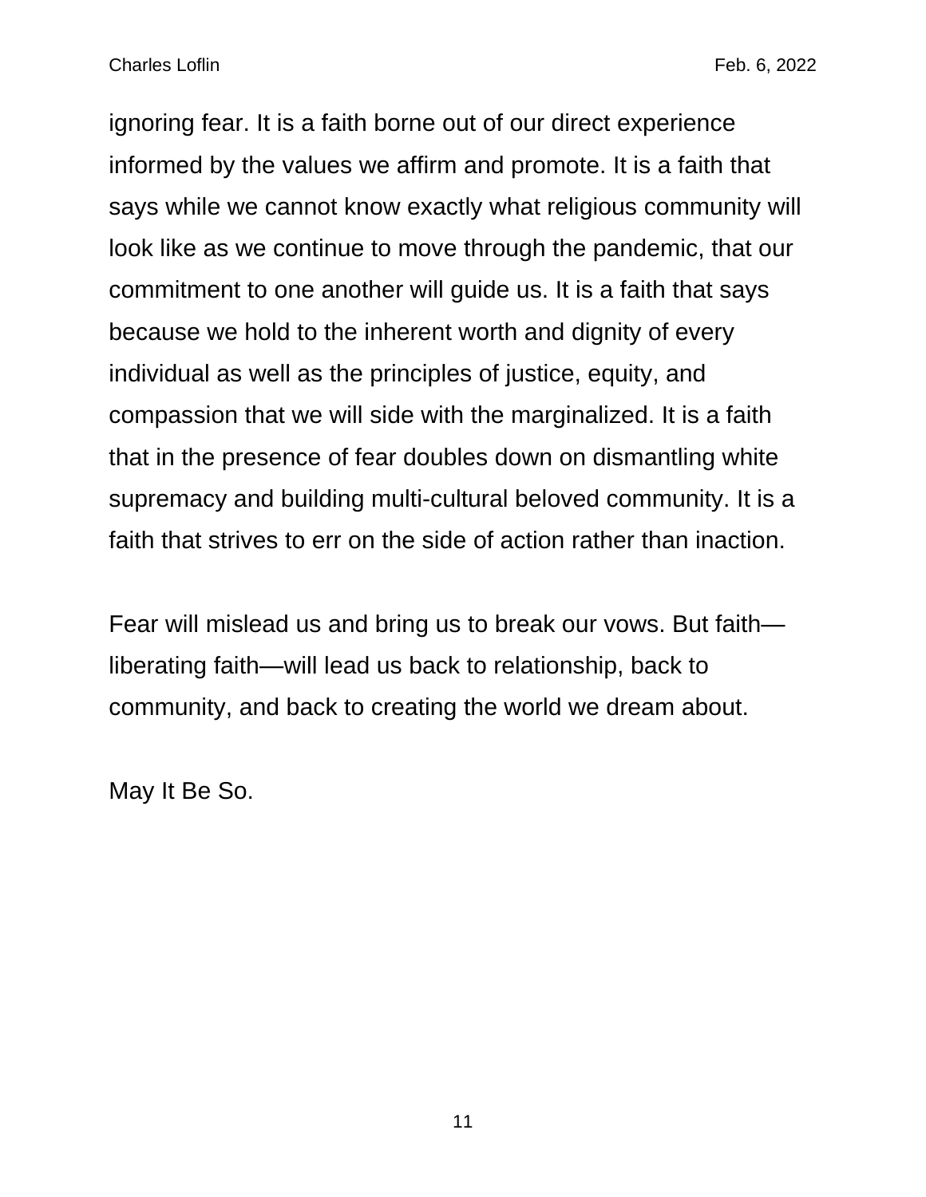ignoring fear. It is a faith borne out of our direct experience informed by the values we affirm and promote. It is a faith that says while we cannot know exactly what religious community will look like as we continue to move through the pandemic, that our commitment to one another will guide us. It is a faith that says because we hold to the inherent worth and dignity of every individual as well as the principles of justice, equity, and compassion that we will side with the marginalized. It is a faith that in the presence of fear doubles down on dismantling white supremacy and building multi-cultural beloved community. It is a faith that strives to err on the side of action rather than inaction.

Fear will mislead us and bring us to break our vows. But faith—liberating faith—will lead us back to relationship, back to community, and back to creating the world we dream about.

May It Be So.